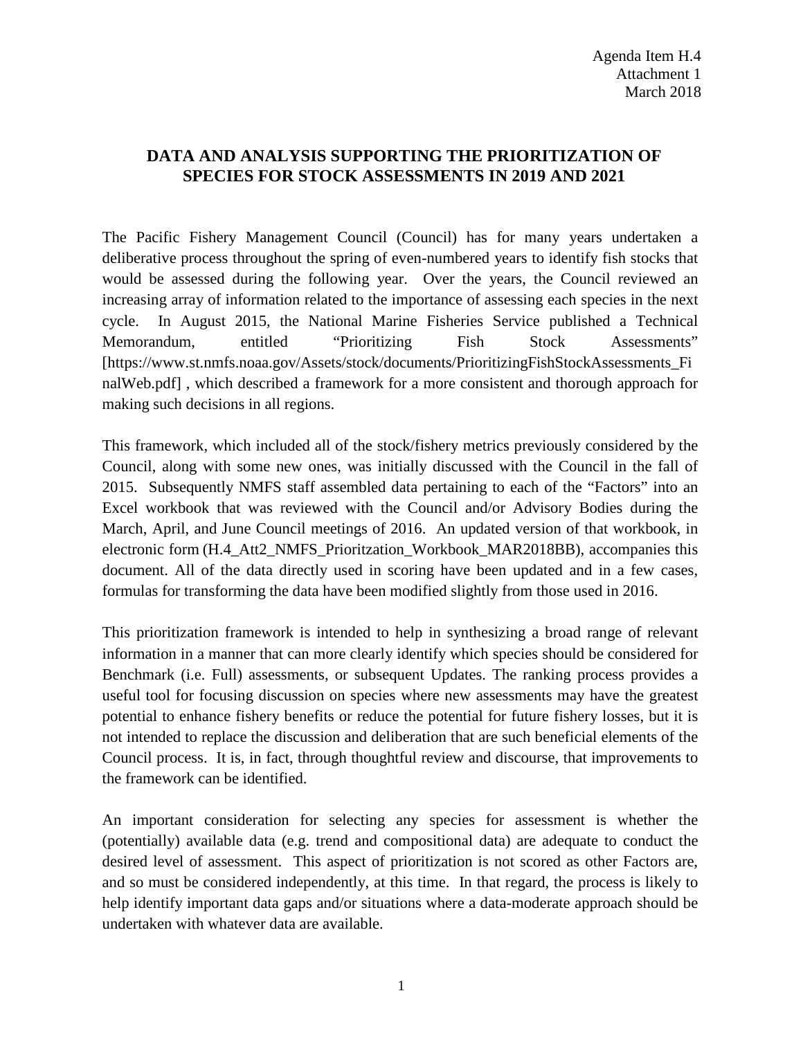Agenda Item H.4
Attachment 1
March 2018

# DATA AND ANALYSIS SUPPORTING THE PRIORITIZATION OF SPECIES FOR STOCK ASSESSMENTS IN 2019 AND 2021

The Pacific Fishery Management Council (Council) has for many years undertaken a deliberative process throughout the spring of even-numbered years to identify fish stocks that would be assessed during the following year. Over the years, the Council reviewed an increasing array of information related to the importance of assessing each species in the next cycle. In August 2015, the National Marine Fisheries Service published a Technical Memorandum, entitled "Prioritizing Fish Stock Assessments" [https://www.st.nmfs.noaa.gov/Assets/stock/documents/PrioritizingFishStockAssessments_FinalWeb.pdf] , which described a framework for a more consistent and thorough approach for making such decisions in all regions.

This framework, which included all of the stock/fishery metrics previously considered by the Council, along with some new ones, was initially discussed with the Council in the fall of 2015. Subsequently NMFS staff assembled data pertaining to each of the "Factors" into an Excel workbook that was reviewed with the Council and/or Advisory Bodies during the March, April, and June Council meetings of 2016. An updated version of that workbook, in electronic form (H.4_Att2_NMFS_Prioritzation_Workbook_MAR2018BB), accompanies this document. All of the data directly used in scoring have been updated and in a few cases, formulas for transforming the data have been modified slightly from those used in 2016.

This prioritization framework is intended to help in synthesizing a broad range of relevant information in a manner that can more clearly identify which species should be considered for Benchmark (i.e. Full) assessments, or subsequent Updates. The ranking process provides a useful tool for focusing discussion on species where new assessments may have the greatest potential to enhance fishery benefits or reduce the potential for future fishery losses, but it is not intended to replace the discussion and deliberation that are such beneficial elements of the Council process. It is, in fact, through thoughtful review and discourse, that improvements to the framework can be identified.

An important consideration for selecting any species for assessment is whether the (potentially) available data (e.g. trend and compositional data) are adequate to conduct the desired level of assessment. This aspect of prioritization is not scored as other Factors are, and so must be considered independently, at this time. In that regard, the process is likely to help identify important data gaps and/or situations where a data-moderate approach should be undertaken with whatever data are available.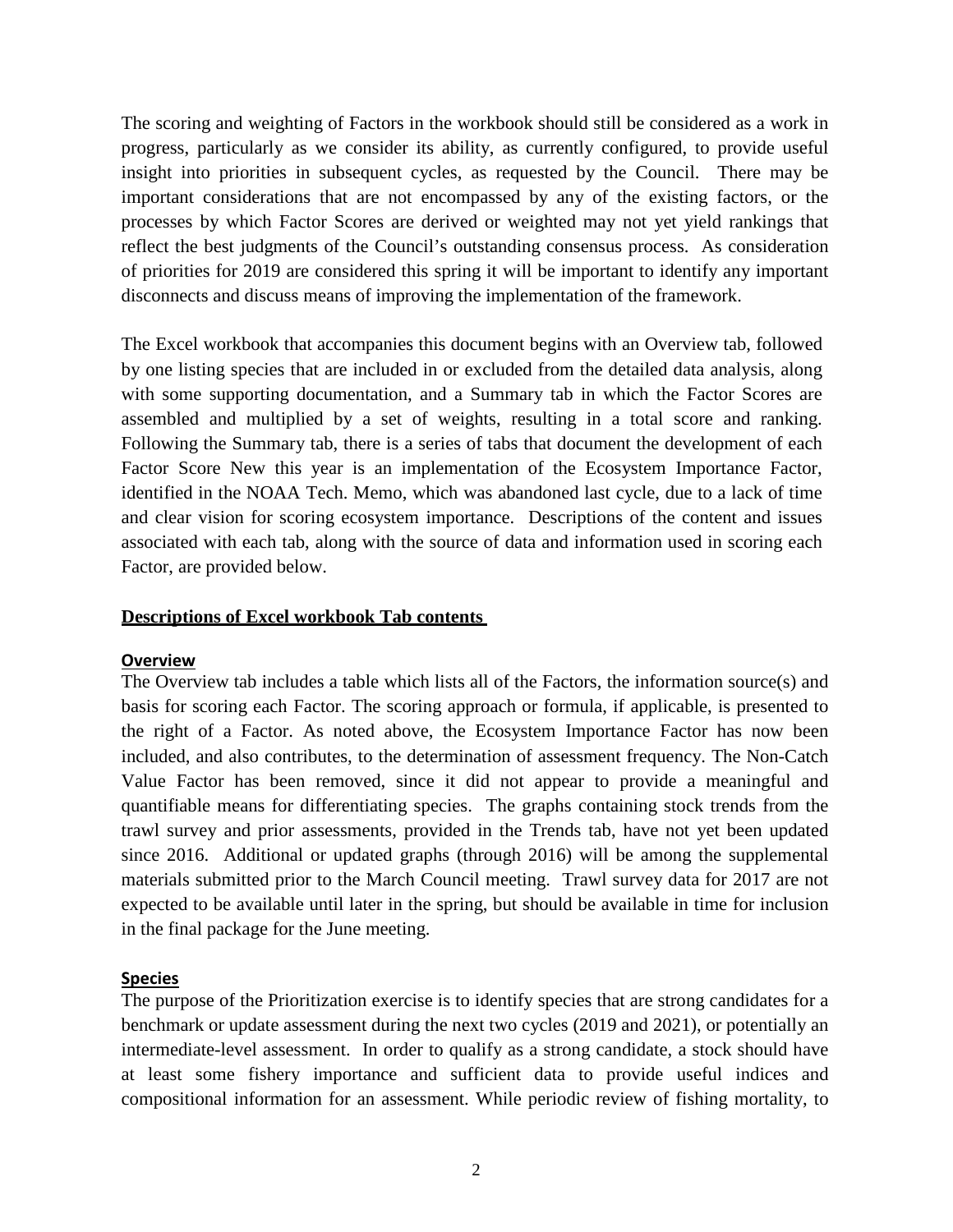The scoring and weighting of Factors in the workbook should still be considered as a work in progress, particularly as we consider its ability, as currently configured, to provide useful insight into priorities in subsequent cycles, as requested by the Council. There may be important considerations that are not encompassed by any of the existing factors, or the processes by which Factor Scores are derived or weighted may not yet yield rankings that reflect the best judgments of the Council's outstanding consensus process. As consideration of priorities for 2019 are considered this spring it will be important to identify any important disconnects and discuss means of improving the implementation of the framework.

The Excel workbook that accompanies this document begins with an Overview tab, followed by one listing species that are included in or excluded from the detailed data analysis, along with some supporting documentation, and a Summary tab in which the Factor Scores are assembled and multiplied by a set of weights, resulting in a total score and ranking. Following the Summary tab, there is a series of tabs that document the development of each Factor Score New this year is an implementation of the Ecosystem Importance Factor, identified in the NOAA Tech. Memo, which was abandoned last cycle, due to a lack of time and clear vision for scoring ecosystem importance. Descriptions of the content and issues associated with each tab, along with the source of data and information used in scoring each Factor, are provided below.

## Descriptions of Excel workbook Tab contents

### Overview

The Overview tab includes a table which lists all of the Factors, the information source(s) and basis for scoring each Factor. The scoring approach or formula, if applicable, is presented to the right of a Factor. As noted above, the Ecosystem Importance Factor has now been included, and also contributes, to the determination of assessment frequency. The Non-Catch Value Factor has been removed, since it did not appear to provide a meaningful and quantifiable means for differentiating species. The graphs containing stock trends from the trawl survey and prior assessments, provided in the Trends tab, have not yet been updated since 2016. Additional or updated graphs (through 2016) will be among the supplemental materials submitted prior to the March Council meeting. Trawl survey data for 2017 are not expected to be available until later in the spring, but should be available in time for inclusion in the final package for the June meeting.

### Species

The purpose of the Prioritization exercise is to identify species that are strong candidates for a benchmark or update assessment during the next two cycles (2019 and 2021), or potentially an intermediate-level assessment. In order to qualify as a strong candidate, a stock should have at least some fishery importance and sufficient data to provide useful indices and compositional information for an assessment. While periodic review of fishing mortality, to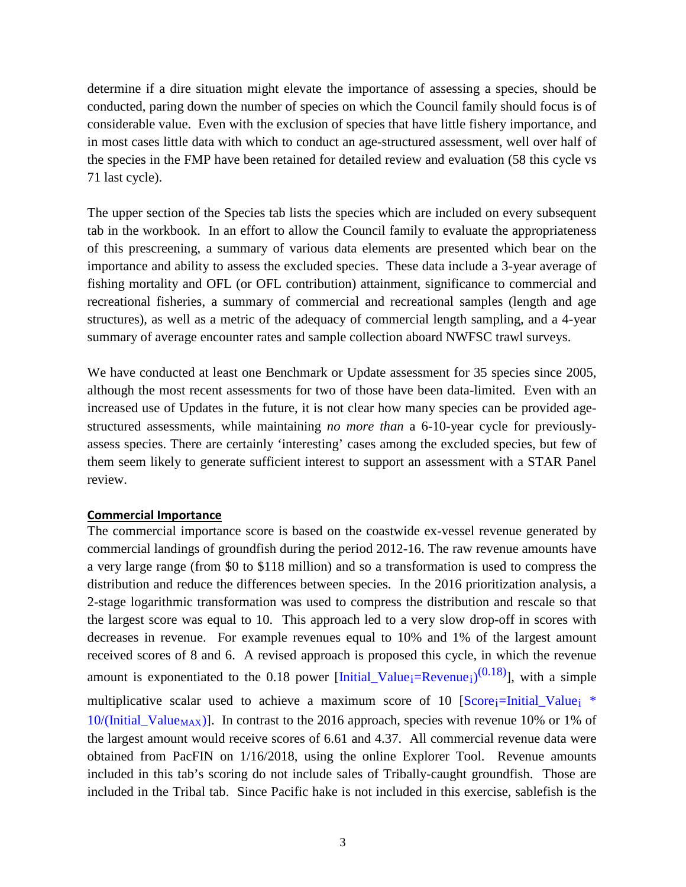determine if a dire situation might elevate the importance of assessing a species, should be conducted, paring down the number of species on which the Council family should focus is of considerable value. Even with the exclusion of species that have little fishery importance, and in most cases little data with which to conduct an age-structured assessment, well over half of the species in the FMP have been retained for detailed review and evaluation (58 this cycle vs 71 last cycle).

The upper section of the Species tab lists the species which are included on every subsequent tab in the workbook. In an effort to allow the Council family to evaluate the appropriateness of this prescreening, a summary of various data elements are presented which bear on the importance and ability to assess the excluded species. These data include a 3-year average of fishing mortality and OFL (or OFL contribution) attainment, significance to commercial and recreational fisheries, a summary of commercial and recreational samples (length and age structures), as well as a metric of the adequacy of commercial length sampling, and a 4-year summary of average encounter rates and sample collection aboard NWFSC trawl surveys.

We have conducted at least one Benchmark or Update assessment for 35 species since 2005, although the most recent assessments for two of those have been data-limited. Even with an increased use of Updates in the future, it is not clear how many species can be provided age-structured assessments, while maintaining *no more than* a 6-10-year cycle for previously-assess species. There are certainly 'interesting' cases among the excluded species, but few of them seem likely to generate sufficient interest to support an assessment with a STAR Panel review.

**Commercial Importance**

The commercial importance score is based on the coastwide ex-vessel revenue generated by commercial landings of groundfish during the period 2012-16. The raw revenue amounts have a very large range (from $0 to $118 million) and so a transformation is used to compress the distribution and reduce the differences between species. In the 2016 prioritization analysis, a 2-stage logarithmic transformation was used to compress the distribution and rescale so that the largest score was equal to 10. This approach led to a very slow drop-off in scores with decreases in revenue. For example revenues equal to 10% and 1% of the largest amount received scores of 8 and 6. A revised approach is proposed this cycle, in which the revenue amount is exponentiated to the 0.18 power [$\text{Initial\_Value}_i = \text{Revenue}_i^{(0.18)}$], with a simple multiplicative scalar used to achieve a maximum score of 10 [$\text{Score}_i = \text{Initial\_Value}_i * 10/(\text{Initial\_Value}_{MAX})$]. In contrast to the 2016 approach, species with revenue 10% or 1% of the largest amount would receive scores of 6.61 and 4.37. All commercial revenue data were obtained from PacFIN on 1/16/2018, using the online Explorer Tool. Revenue amounts included in this tab's scoring do not include sales of Tribally-caught groundfish. Those are included in the Tribal tab. Since Pacific hake is not included in this exercise, sablefish is the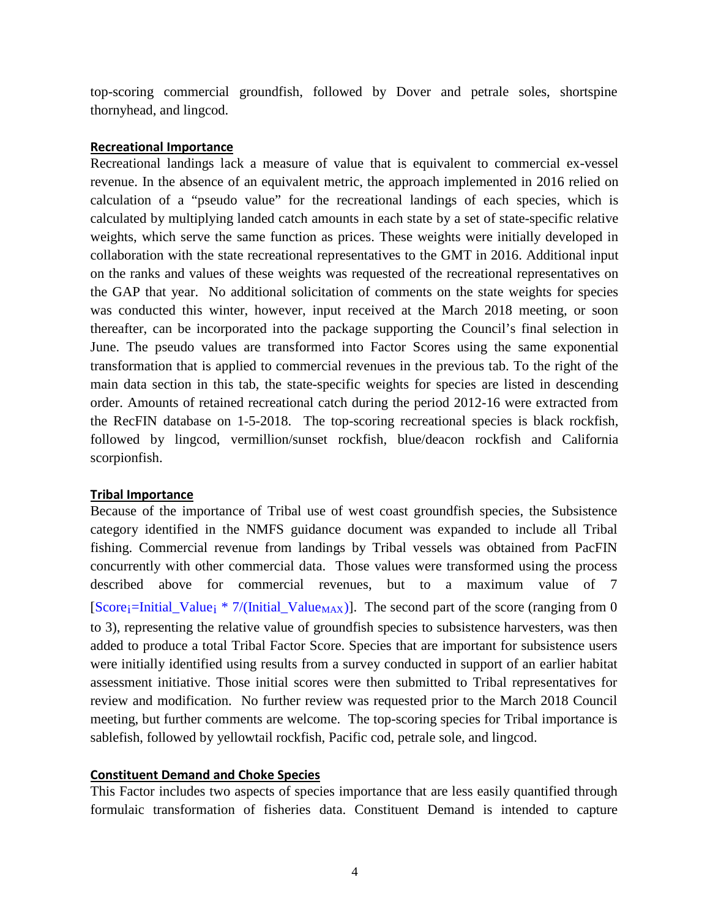top-scoring commercial groundfish, followed by Dover and petrale soles, shortspine thornyhead, and lingcod.

**Recreational Importance**

Recreational landings lack a measure of value that is equivalent to commercial ex-vessel revenue. In the absence of an equivalent metric, the approach implemented in 2016 relied on calculation of a "pseudo value" for the recreational landings of each species, which is calculated by multiplying landed catch amounts in each state by a set of state-specific relative weights, which serve the same function as prices. These weights were initially developed in collaboration with the state recreational representatives to the GMT in 2016. Additional input on the ranks and values of these weights was requested of the recreational representatives on the GAP that year. No additional solicitation of comments on the state weights for species was conducted this winter, however, input received at the March 2018 meeting, or soon thereafter, can be incorporated into the package supporting the Council's final selection in June. The pseudo values are transformed into Factor Scores using the same exponential transformation that is applied to commercial revenues in the previous tab. To the right of the main data section in this tab, the state-specific weights for species are listed in descending order. Amounts of retained recreational catch during the period 2012-16 were extracted from the RecFIN database on 1-5-2018. The top-scoring recreational species is black rockfish, followed by lingcod, vermillion/sunset rockfish, blue/deacon rockfish and California scorpionfish.

**Tribal Importance**

Because of the importance of Tribal use of west coast groundfish species, the Subsistence category identified in the NMFS guidance document was expanded to include all Tribal fishing. Commercial revenue from landings by Tribal vessels was obtained from PacFIN concurrently with other commercial data. Those values were transformed using the process described above for commercial revenues, but to a maximum value of 7 [$Score_i = Initial\_Value_i * 7/(Initial\_Value_{MAX})$]. The second part of the score (ranging from 0 to 3), representing the relative value of groundfish species to subsistence harvesters, was then added to produce a total Tribal Factor Score. Species that are important for subsistence users were initially identified using results from a survey conducted in support of an earlier habitat assessment initiative. Those initial scores were then submitted to Tribal representatives for review and modification. No further review was requested prior to the March 2018 Council meeting, but further comments are welcome. The top-scoring species for Tribal importance is sablefish, followed by yellowtail rockfish, Pacific cod, petrale sole, and lingcod.

**Constituent Demand and Choke Species**

This Factor includes two aspects of species importance that are less easily quantified through formulaic transformation of fisheries data. Constituent Demand is intended to capture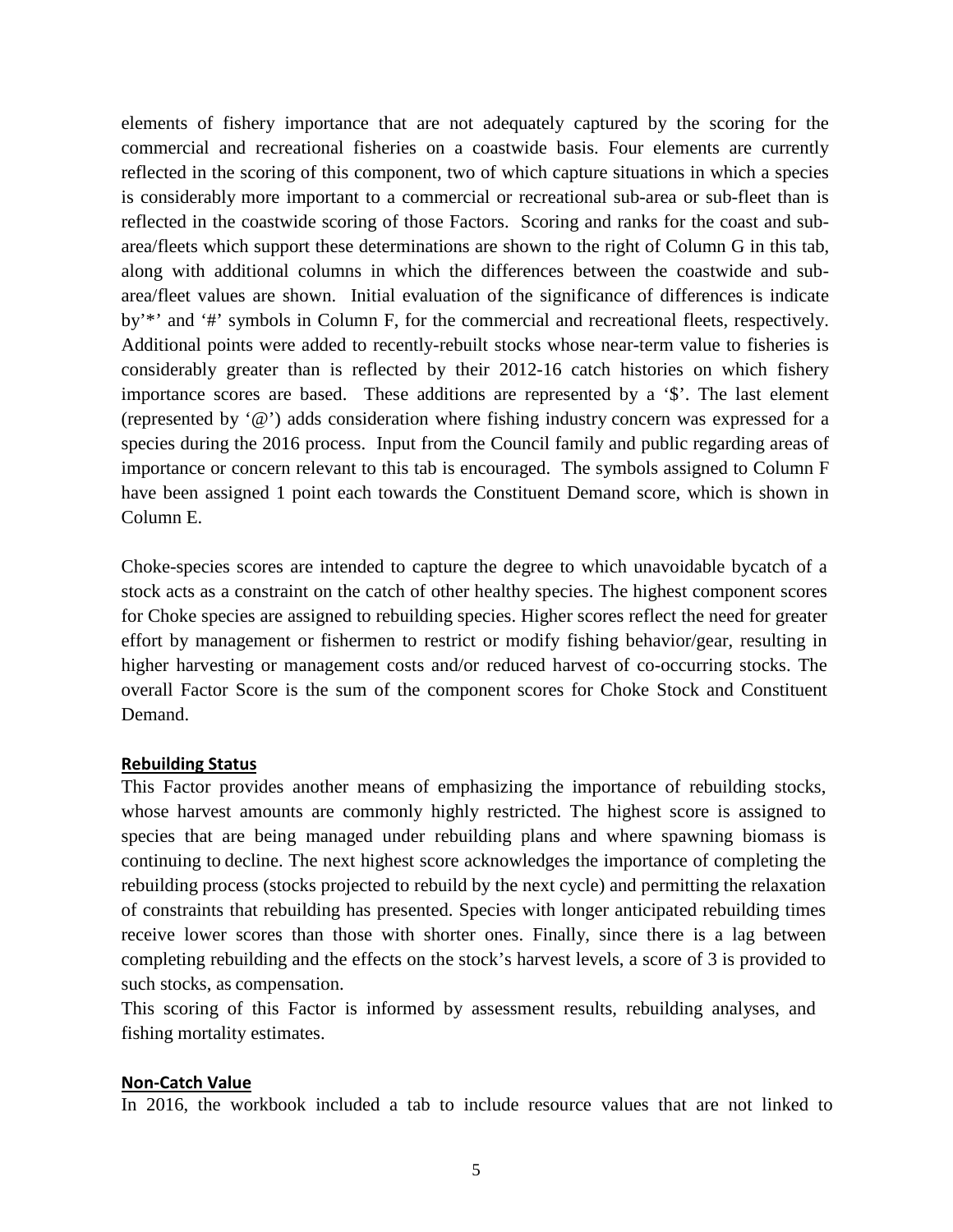elements of fishery importance that are not adequately captured by the scoring for the commercial and recreational fisheries on a coastwide basis. Four elements are currently reflected in the scoring of this component, two of which capture situations in which a species is considerably more important to a commercial or recreational sub-area or sub-fleet than is reflected in the coastwide scoring of those Factors. Scoring and ranks for the coast and sub-area/fleets which support these determinations are shown to the right of Column G in this tab, along with additional columns in which the differences between the coastwide and sub-area/fleet values are shown. Initial evaluation of the significance of differences is indicate by'*' and '#' symbols in Column F, for the commercial and recreational fleets, respectively. Additional points were added to recently-rebuilt stocks whose near-term value to fisheries is considerably greater than is reflected by their 2012-16 catch histories on which fishery importance scores are based. These additions are represented by a '$'. The last element (represented by '@') adds consideration where fishing industry concern was expressed for a species during the 2016 process. Input from the Council family and public regarding areas of importance or concern relevant to this tab is encouraged. The symbols assigned to Column F have been assigned 1 point each towards the Constituent Demand score, which is shown in Column E.

Choke-species scores are intended to capture the degree to which unavoidable bycatch of a stock acts as a constraint on the catch of other healthy species. The highest component scores for Choke species are assigned to rebuilding species. Higher scores reflect the need for greater effort by management or fishermen to restrict or modify fishing behavior/gear, resulting in higher harvesting or management costs and/or reduced harvest of co-occurring stocks. The overall Factor Score is the sum of the component scores for Choke Stock and Constituent Demand.

**Rebuilding Status**

This Factor provides another means of emphasizing the importance of rebuilding stocks, whose harvest amounts are commonly highly restricted. The highest score is assigned to species that are being managed under rebuilding plans and where spawning biomass is continuing to decline. The next highest score acknowledges the importance of completing the rebuilding process (stocks projected to rebuild by the next cycle) and permitting the relaxation of constraints that rebuilding has presented. Species with longer anticipated rebuilding times receive lower scores than those with shorter ones. Finally, since there is a lag between completing rebuilding and the effects on the stock's harvest levels, a score of 3 is provided to such stocks, as compensation.

This scoring of this Factor is informed by assessment results, rebuilding analyses, and fishing mortality estimates.

**Non-Catch Value**

In 2016, the workbook included a tab to include resource values that are not linked to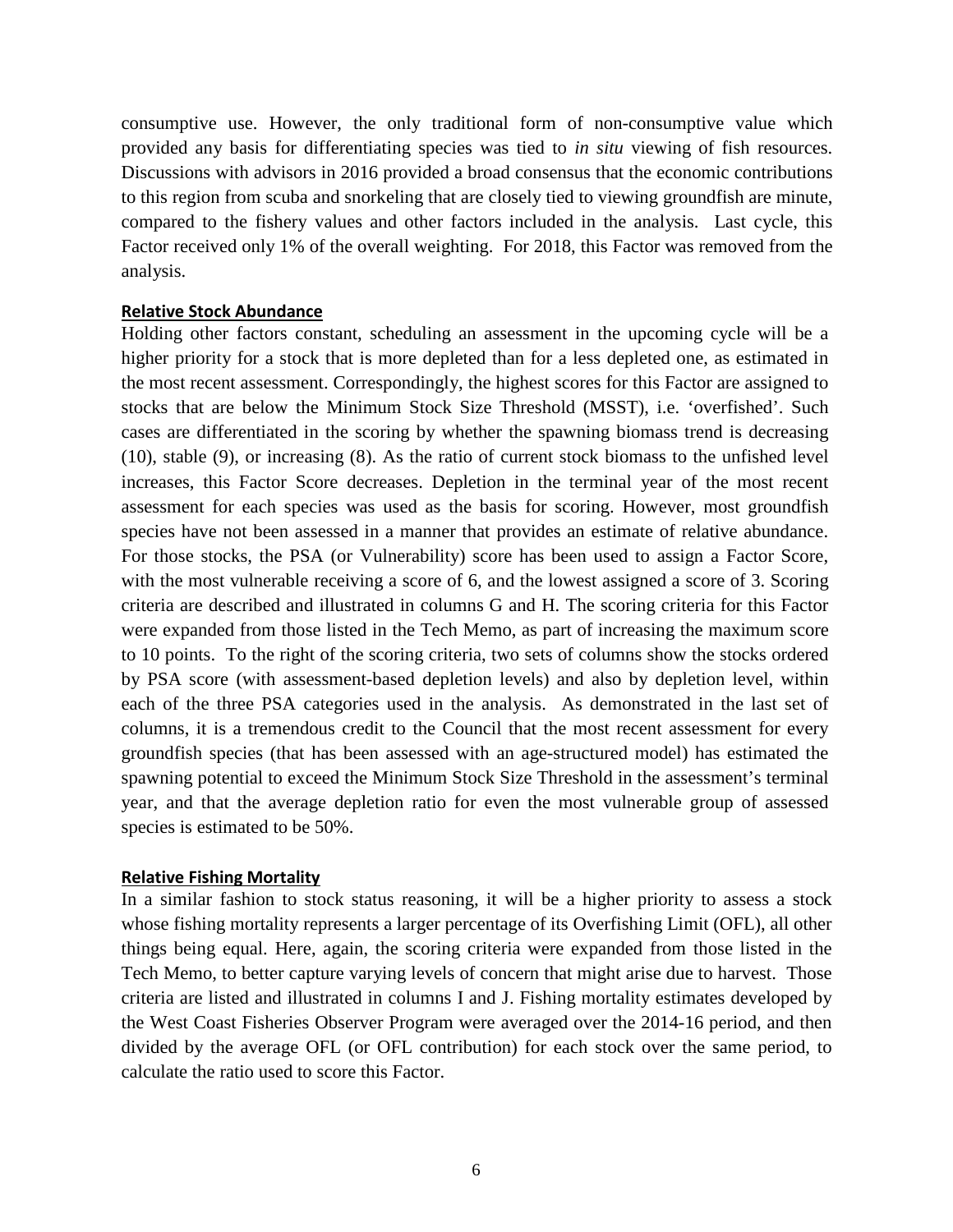consumptive use. However, the only traditional form of non-consumptive value which provided any basis for differentiating species was tied to *in situ* viewing of fish resources. Discussions with advisors in 2016 provided a broad consensus that the economic contributions to this region from scuba and snorkeling that are closely tied to viewing groundfish are minute, compared to the fishery values and other factors included in the analysis. Last cycle, this Factor received only 1% of the overall weighting. For 2018, this Factor was removed from the analysis.

## Relative Stock Abundance

Holding other factors constant, scheduling an assessment in the upcoming cycle will be a higher priority for a stock that is more depleted than for a less depleted one, as estimated in the most recent assessment. Correspondingly, the highest scores for this Factor are assigned to stocks that are below the Minimum Stock Size Threshold (MSST), i.e. 'overfished'. Such cases are differentiated in the scoring by whether the spawning biomass trend is decreasing (10), stable (9), or increasing (8). As the ratio of current stock biomass to the unfished level increases, this Factor Score decreases. Depletion in the terminal year of the most recent assessment for each species was used as the basis for scoring. However, most groundfish species have not been assessed in a manner that provides an estimate of relative abundance. For those stocks, the PSA (or Vulnerability) score has been used to assign a Factor Score, with the most vulnerable receiving a score of 6, and the lowest assigned a score of 3. Scoring criteria are described and illustrated in columns G and H. The scoring criteria for this Factor were expanded from those listed in the Tech Memo, as part of increasing the maximum score to 10 points. To the right of the scoring criteria, two sets of columns show the stocks ordered by PSA score (with assessment-based depletion levels) and also by depletion level, within each of the three PSA categories used in the analysis. As demonstrated in the last set of columns, it is a tremendous credit to the Council that the most recent assessment for every groundfish species (that has been assessed with an age-structured model) has estimated the spawning potential to exceed the Minimum Stock Size Threshold in the assessment's terminal year, and that the average depletion ratio for even the most vulnerable group of assessed species is estimated to be 50%.

## Relative Fishing Mortality

In a similar fashion to stock status reasoning, it will be a higher priority to assess a stock whose fishing mortality represents a larger percentage of its Overfishing Limit (OFL), all other things being equal. Here, again, the scoring criteria were expanded from those listed in the Tech Memo, to better capture varying levels of concern that might arise due to harvest. Those criteria are listed and illustrated in columns I and J. Fishing mortality estimates developed by the West Coast Fisheries Observer Program were averaged over the 2014-16 period, and then divided by the average OFL (or OFL contribution) for each stock over the same period, to calculate the ratio used to score this Factor.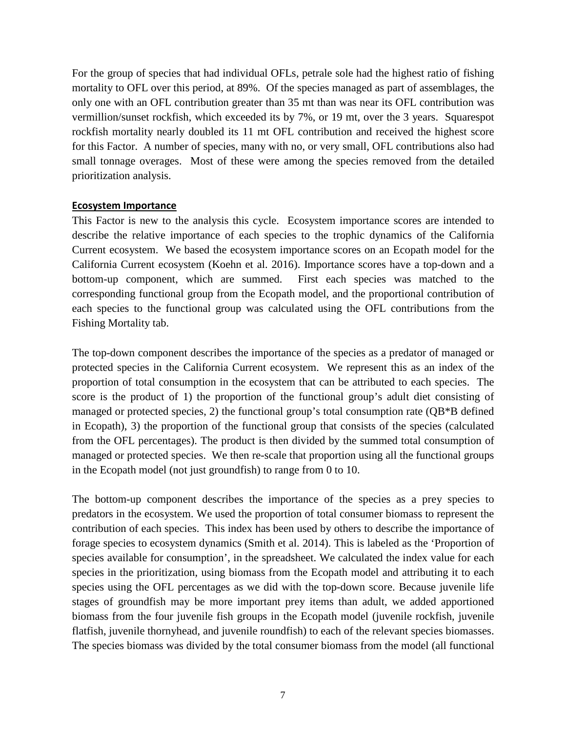For the group of species that had individual OFLs, petrale sole had the highest ratio of fishing mortality to OFL over this period, at 89%. Of the species managed as part of assemblages, the only one with an OFL contribution greater than 35 mt than was near its OFL contribution was vermillion/sunset rockfish, which exceeded its by 7%, or 19 mt, over the 3 years. Squarespot rockfish mortality nearly doubled its 11 mt OFL contribution and received the highest score for this Factor. A number of species, many with no, or very small, OFL contributions also had small tonnage overages. Most of these were among the species removed from the detailed prioritization analysis.

## Ecosystem Importance

This Factor is new to the analysis this cycle. Ecosystem importance scores are intended to describe the relative importance of each species to the trophic dynamics of the California Current ecosystem. We based the ecosystem importance scores on an Ecopath model for the California Current ecosystem (Koehn et al. 2016). Importance scores have a top-down and a bottom-up component, which are summed. First each species was matched to the corresponding functional group from the Ecopath model, and the proportional contribution of each species to the functional group was calculated using the OFL contributions from the Fishing Mortality tab.

The top-down component describes the importance of the species as a predator of managed or protected species in the California Current ecosystem. We represent this as an index of the proportion of total consumption in the ecosystem that can be attributed to each species. The score is the product of 1) the proportion of the functional group's adult diet consisting of managed or protected species, 2) the functional group's total consumption rate (QB*B defined in Ecopath), 3) the proportion of the functional group that consists of the species (calculated from the OFL percentages). The product is then divided by the summed total consumption of managed or protected species. We then re-scale that proportion using all the functional groups in the Ecopath model (not just groundfish) to range from 0 to 10.

The bottom-up component describes the importance of the species as a prey species to predators in the ecosystem. We used the proportion of total consumer biomass to represent the contribution of each species. This index has been used by others to describe the importance of forage species to ecosystem dynamics (Smith et al. 2014). This is labeled as the 'Proportion of species available for consumption', in the spreadsheet. We calculated the index value for each species in the prioritization, using biomass from the Ecopath model and attributing it to each species using the OFL percentages as we did with the top-down score. Because juvenile life stages of groundfish may be more important prey items than adult, we added apportioned biomass from the four juvenile fish groups in the Ecopath model (juvenile rockfish, juvenile flatfish, juvenile thornyhead, and juvenile roundfish) to each of the relevant species biomasses. The species biomass was divided by the total consumer biomass from the model (all functional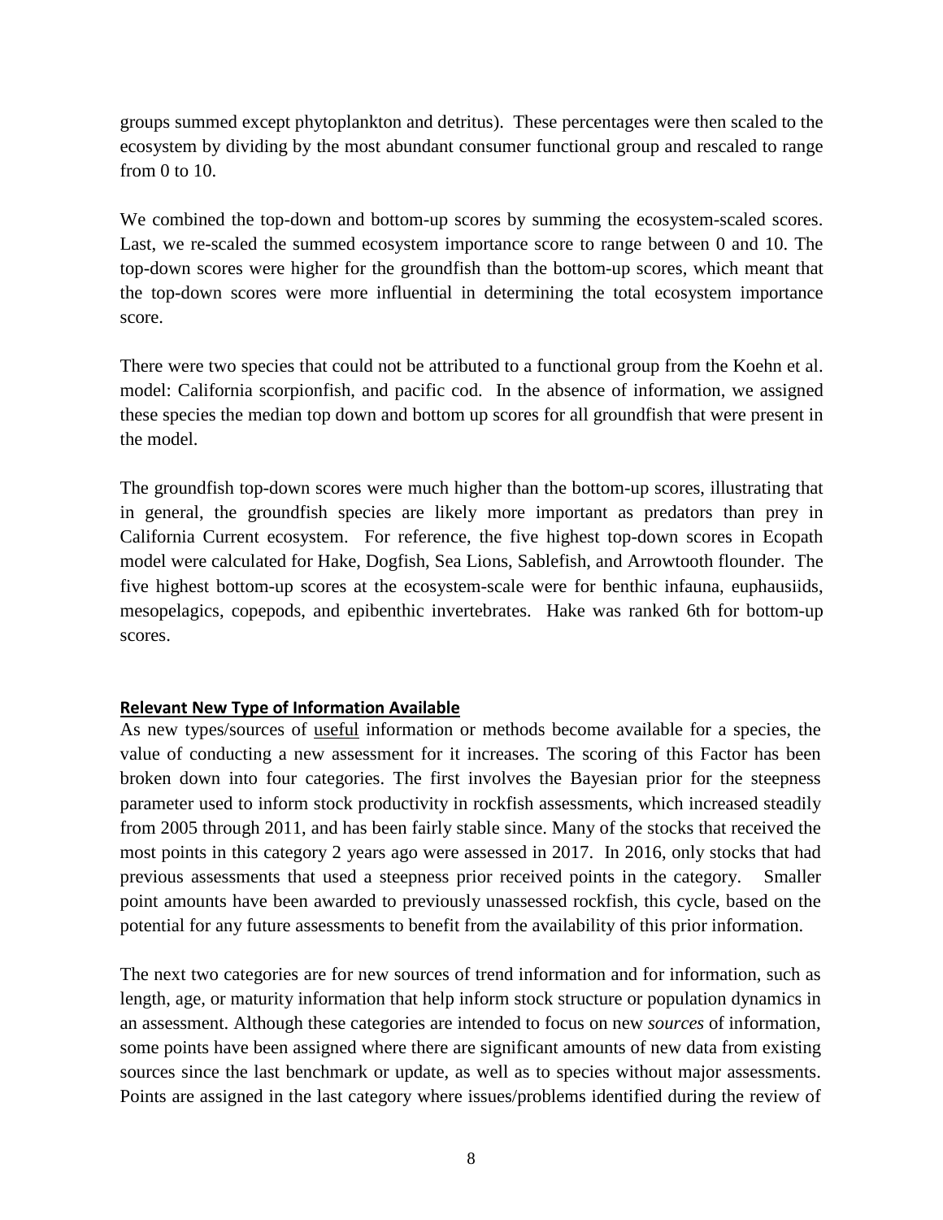groups summed except phytoplankton and detritus). These percentages were then scaled to the ecosystem by dividing by the most abundant consumer functional group and rescaled to range from 0 to 10.

We combined the top-down and bottom-up scores by summing the ecosystem-scaled scores. Last, we re-scaled the summed ecosystem importance score to range between 0 and 10. The top-down scores were higher for the groundfish than the bottom-up scores, which meant that the top-down scores were more influential in determining the total ecosystem importance score.

There were two species that could not be attributed to a functional group from the Koehn et al. model: California scorpionfish, and pacific cod. In the absence of information, we assigned these species the median top down and bottom up scores for all groundfish that were present in the model.

The groundfish top-down scores were much higher than the bottom-up scores, illustrating that in general, the groundfish species are likely more important as predators than prey in California Current ecosystem. For reference, the five highest top-down scores in Ecopath model were calculated for Hake, Dogfish, Sea Lions, Sablefish, and Arrowtooth flounder. The five highest bottom-up scores at the ecosystem-scale were for benthic infauna, euphausiids, mesopelagics, copepods, and epibenthic invertebrates. Hake was ranked 6th for bottom-up scores.

## Relevant New Type of Information Available

As new types/sources of useful information or methods become available for a species, the value of conducting a new assessment for it increases. The scoring of this Factor has been broken down into four categories. The first involves the Bayesian prior for the steepness parameter used to inform stock productivity in rockfish assessments, which increased steadily from 2005 through 2011, and has been fairly stable since. Many of the stocks that received the most points in this category 2 years ago were assessed in 2017. In 2016, only stocks that had previous assessments that used a steepness prior received points in the category. Smaller point amounts have been awarded to previously unassessed rockfish, this cycle, based on the potential for any future assessments to benefit from the availability of this prior information.

The next two categories are for new sources of trend information and for information, such as length, age, or maturity information that help inform stock structure or population dynamics in an assessment. Although these categories are intended to focus on new *sources* of information, some points have been assigned where there are significant amounts of new data from existing sources since the last benchmark or update, as well as to species without major assessments. Points are assigned in the last category where issues/problems identified during the review of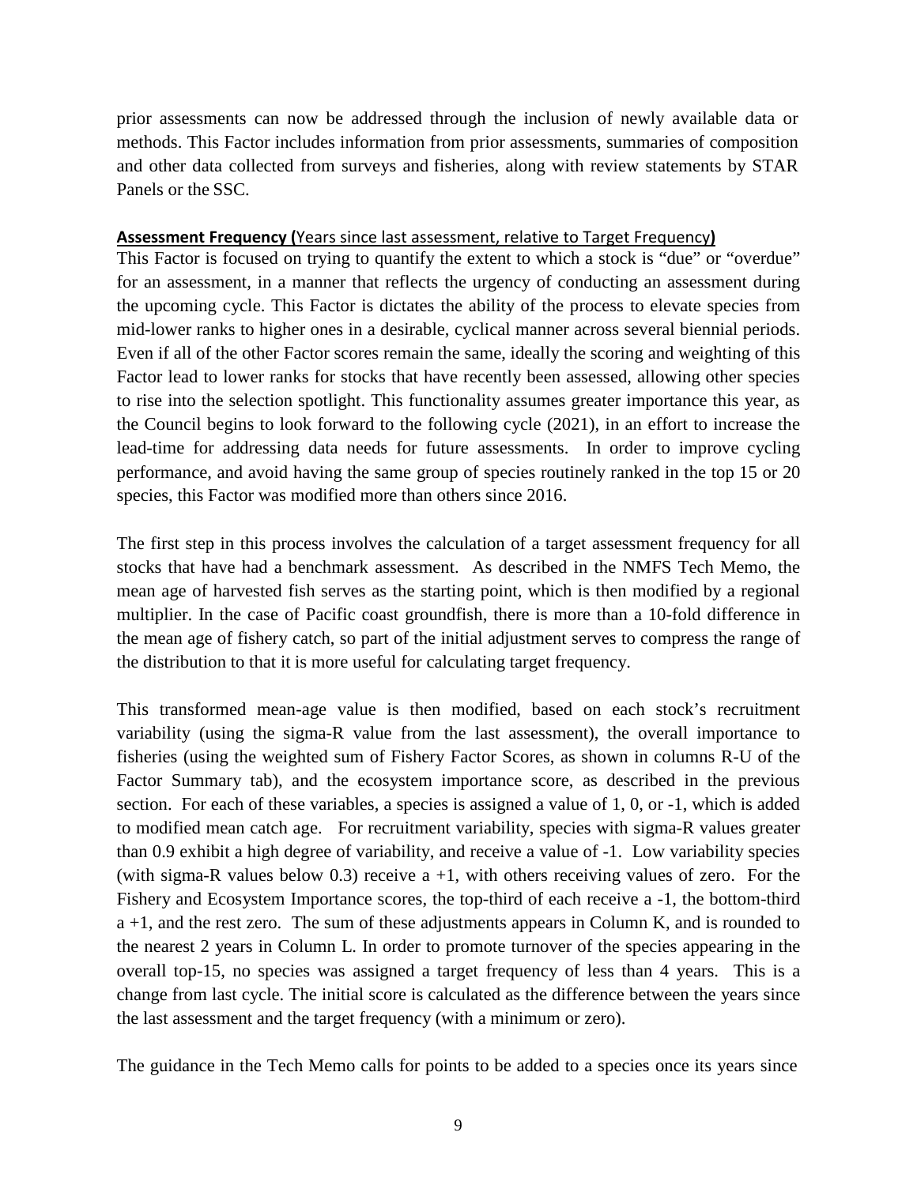prior assessments can now be addressed through the inclusion of newly available data or methods. This Factor includes information from prior assessments, summaries of composition and other data collected from surveys and fisheries, along with review statements by STAR Panels or the SSC.

**Assessment Frequency (**Years since last assessment, relative to Target Frequency**)**

This Factor is focused on trying to quantify the extent to which a stock is "due" or "overdue" for an assessment, in a manner that reflects the urgency of conducting an assessment during the upcoming cycle. This Factor is dictates the ability of the process to elevate species from mid-lower ranks to higher ones in a desirable, cyclical manner across several biennial periods. Even if all of the other Factor scores remain the same, ideally the scoring and weighting of this Factor lead to lower ranks for stocks that have recently been assessed, allowing other species to rise into the selection spotlight. This functionality assumes greater importance this year, as the Council begins to look forward to the following cycle (2021), in an effort to increase the lead-time for addressing data needs for future assessments. In order to improve cycling performance, and avoid having the same group of species routinely ranked in the top 15 or 20 species, this Factor was modified more than others since 2016.

The first step in this process involves the calculation of a target assessment frequency for all stocks that have had a benchmark assessment. As described in the NMFS Tech Memo, the mean age of harvested fish serves as the starting point, which is then modified by a regional multiplier. In the case of Pacific coast groundfish, there is more than a 10-fold difference in the mean age of fishery catch, so part of the initial adjustment serves to compress the range of the distribution to that it is more useful for calculating target frequency.

This transformed mean-age value is then modified, based on each stock's recruitment variability (using the sigma-R value from the last assessment), the overall importance to fisheries (using the weighted sum of Fishery Factor Scores, as shown in columns R-U of the Factor Summary tab), and the ecosystem importance score, as described in the previous section. For each of these variables, a species is assigned a value of 1, 0, or -1, which is added to modified mean catch age. For recruitment variability, species with sigma-R values greater than 0.9 exhibit a high degree of variability, and receive a value of -1. Low variability species (with sigma-R values below 0.3) receive a +1, with others receiving values of zero. For the Fishery and Ecosystem Importance scores, the top-third of each receive a -1, the bottom-third a +1, and the rest zero. The sum of these adjustments appears in Column K, and is rounded to the nearest 2 years in Column L. In order to promote turnover of the species appearing in the overall top-15, no species was assigned a target frequency of less than 4 years. This is a change from last cycle. The initial score is calculated as the difference between the years since the last assessment and the target frequency (with a minimum or zero).

The guidance in the Tech Memo calls for points to be added to a species once its years since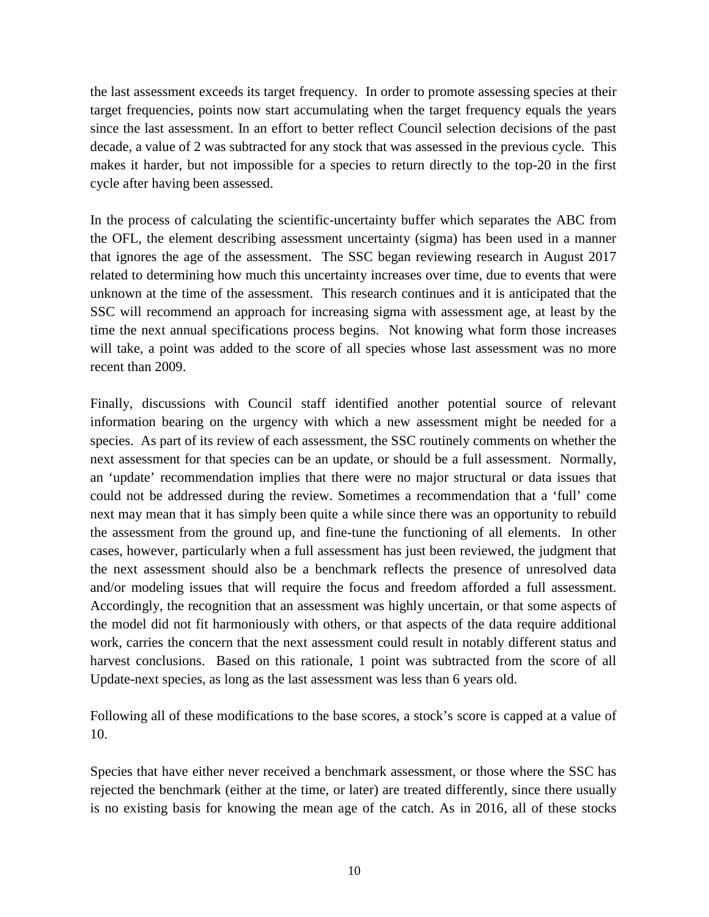the last assessment exceeds its target frequency. In order to promote assessing species at their target frequencies, points now start accumulating when the target frequency equals the years since the last assessment. In an effort to better reflect Council selection decisions of the past decade, a value of 2 was subtracted for any stock that was assessed in the previous cycle. This makes it harder, but not impossible for a species to return directly to the top-20 in the first cycle after having been assessed.

In the process of calculating the scientific-uncertainty buffer which separates the ABC from the OFL, the element describing assessment uncertainty (sigma) has been used in a manner that ignores the age of the assessment. The SSC began reviewing research in August 2017 related to determining how much this uncertainty increases over time, due to events that were unknown at the time of the assessment. This research continues and it is anticipated that the SSC will recommend an approach for increasing sigma with assessment age, at least by the time the next annual specifications process begins. Not knowing what form those increases will take, a point was added to the score of all species whose last assessment was no more recent than 2009.

Finally, discussions with Council staff identified another potential source of relevant information bearing on the urgency with which a new assessment might be needed for a species. As part of its review of each assessment, the SSC routinely comments on whether the next assessment for that species can be an update, or should be a full assessment. Normally, an 'update' recommendation implies that there were no major structural or data issues that could not be addressed during the review. Sometimes a recommendation that a 'full' come next may mean that it has simply been quite a while since there was an opportunity to rebuild the assessment from the ground up, and fine-tune the functioning of all elements. In other cases, however, particularly when a full assessment has just been reviewed, the judgment that the next assessment should also be a benchmark reflects the presence of unresolved data and/or modeling issues that will require the focus and freedom afforded a full assessment. Accordingly, the recognition that an assessment was highly uncertain, or that some aspects of the model did not fit harmoniously with others, or that aspects of the data require additional work, carries the concern that the next assessment could result in notably different status and harvest conclusions. Based on this rationale, 1 point was subtracted from the score of all Update-next species, as long as the last assessment was less than 6 years old.

Following all of these modifications to the base scores, a stock's score is capped at a value of 10.

Species that have either never received a benchmark assessment, or those where the SSC has rejected the benchmark (either at the time, or later) are treated differently, since there usually is no existing basis for knowing the mean age of the catch. As in 2016, all of these stocks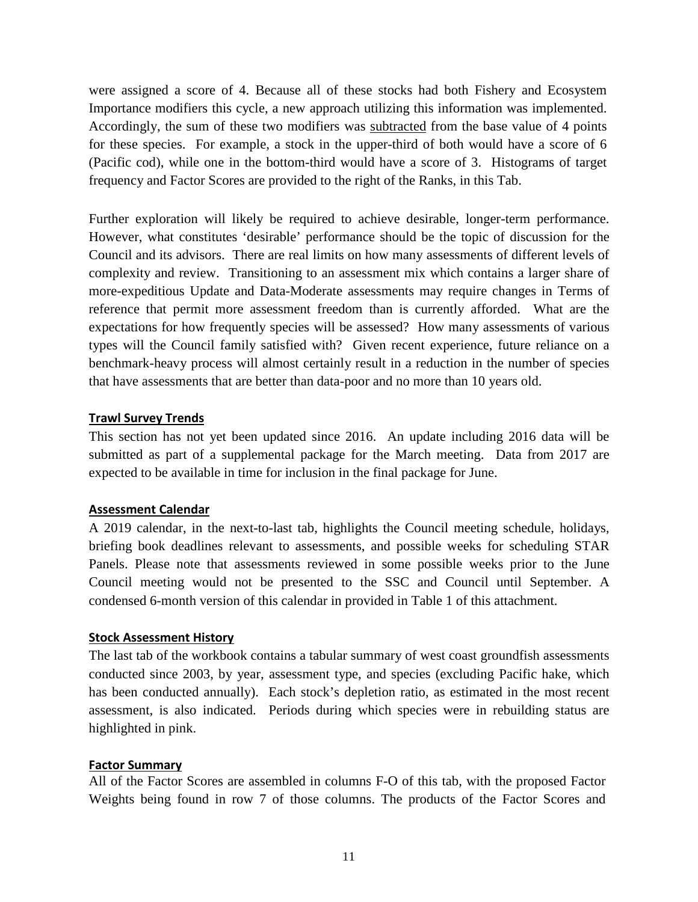were assigned a score of 4. Because all of these stocks had both Fishery and Ecosystem Importance modifiers this cycle, a new approach utilizing this information was implemented. Accordingly, the sum of these two modifiers was <u>subtracted</u> from the base value of 4 points for these species. For example, a stock in the upper-third of both would have a score of 6 (Pacific cod), while one in the bottom-third would have a score of 3. Histograms of target frequency and Factor Scores are provided to the right of the Ranks, in this Tab.

Further exploration will likely be required to achieve desirable, longer-term performance. However, what constitutes 'desirable' performance should be the topic of discussion for the Council and its advisors. There are real limits on how many assessments of different levels of complexity and review. Transitioning to an assessment mix which contains a larger share of more-expeditious Update and Data-Moderate assessments may require changes in Terms of reference that permit more assessment freedom than is currently afforded. What are the expectations for how frequently species will be assessed? How many assessments of various types will the Council family satisfied with? Given recent experience, future reliance on a benchmark-heavy process will almost certainly result in a reduction in the number of species that have assessments that are better than data-poor and no more than 10 years old.

**Trawl Survey Trends**

This section has not yet been updated since 2016. An update including 2016 data will be submitted as part of a supplemental package for the March meeting. Data from 2017 are expected to be available in time for inclusion in the final package for June.

**Assessment Calendar**

A 2019 calendar, in the next-to-last tab, highlights the Council meeting schedule, holidays, briefing book deadlines relevant to assessments, and possible weeks for scheduling STAR Panels. Please note that assessments reviewed in some possible weeks prior to the June Council meeting would not be presented to the SSC and Council until September. A condensed 6-month version of this calendar in provided in Table 1 of this attachment.

**Stock Assessment History**

The last tab of the workbook contains a tabular summary of west coast groundfish assessments conducted since 2003, by year, assessment type, and species (excluding Pacific hake, which has been conducted annually). Each stock's depletion ratio, as estimated in the most recent assessment, is also indicated. Periods during which species were in rebuilding status are highlighted in pink.

**Factor Summary**

All of the Factor Scores are assembled in columns F-O of this tab, with the proposed Factor Weights being found in row 7 of those columns. The products of the Factor Scores and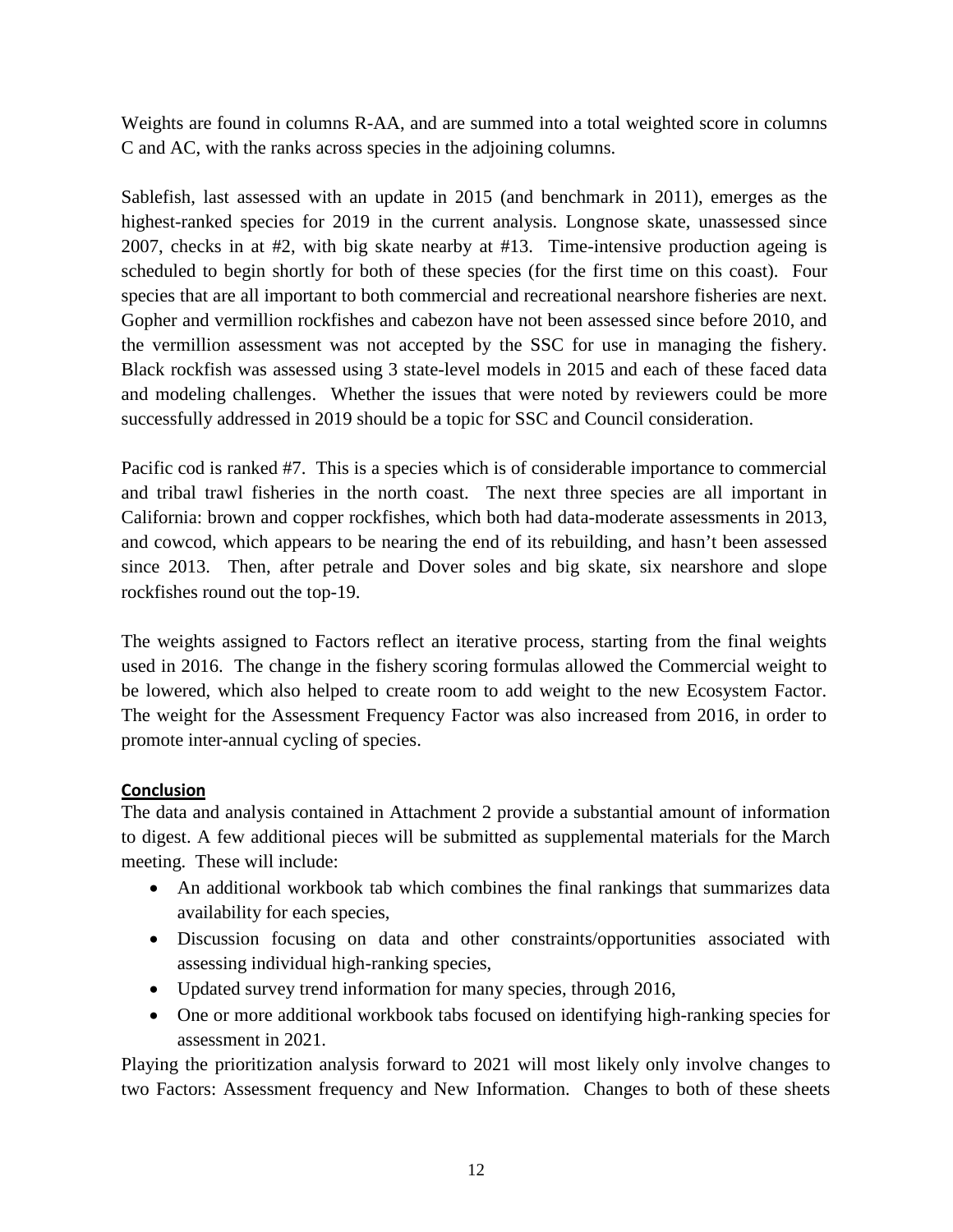Weights are found in columns R-AA, and are summed into a total weighted score in columns C and AC, with the ranks across species in the adjoining columns.

Sablefish, last assessed with an update in 2015 (and benchmark in 2011), emerges as the highest-ranked species for 2019 in the current analysis. Longnose skate, unassessed since 2007, checks in at #2, with big skate nearby at #13. Time-intensive production ageing is scheduled to begin shortly for both of these species (for the first time on this coast). Four species that are all important to both commercial and recreational nearshore fisheries are next. Gopher and vermillion rockfishes and cabezon have not been assessed since before 2010, and the vermillion assessment was not accepted by the SSC for use in managing the fishery. Black rockfish was assessed using 3 state-level models in 2015 and each of these faced data and modeling challenges. Whether the issues that were noted by reviewers could be more successfully addressed in 2019 should be a topic for SSC and Council consideration.

Pacific cod is ranked #7. This is a species which is of considerable importance to commercial and tribal trawl fisheries in the north coast. The next three species are all important in California: brown and copper rockfishes, which both had data-moderate assessments in 2013, and cowcod, which appears to be nearing the end of its rebuilding, and hasn't been assessed since 2013. Then, after petrale and Dover soles and big skate, six nearshore and slope rockfishes round out the top-19.

The weights assigned to Factors reflect an iterative process, starting from the final weights used in 2016. The change in the fishery scoring formulas allowed the Commercial weight to be lowered, which also helped to create room to add weight to the new Ecosystem Factor. The weight for the Assessment Frequency Factor was also increased from 2016, in order to promote inter-annual cycling of species.

## Conclusion

The data and analysis contained in Attachment 2 provide a substantial amount of information to digest. A few additional pieces will be submitted as supplemental materials for the March meeting. These will include:

- An additional workbook tab which combines the final rankings that summarizes data availability for each species,
- Discussion focusing on data and other constraints/opportunities associated with assessing individual high-ranking species,
- Updated survey trend information for many species, through 2016,
- One or more additional workbook tabs focused on identifying high-ranking species for assessment in 2021.

Playing the prioritization analysis forward to 2021 will most likely only involve changes to two Factors: Assessment frequency and New Information. Changes to both of these sheets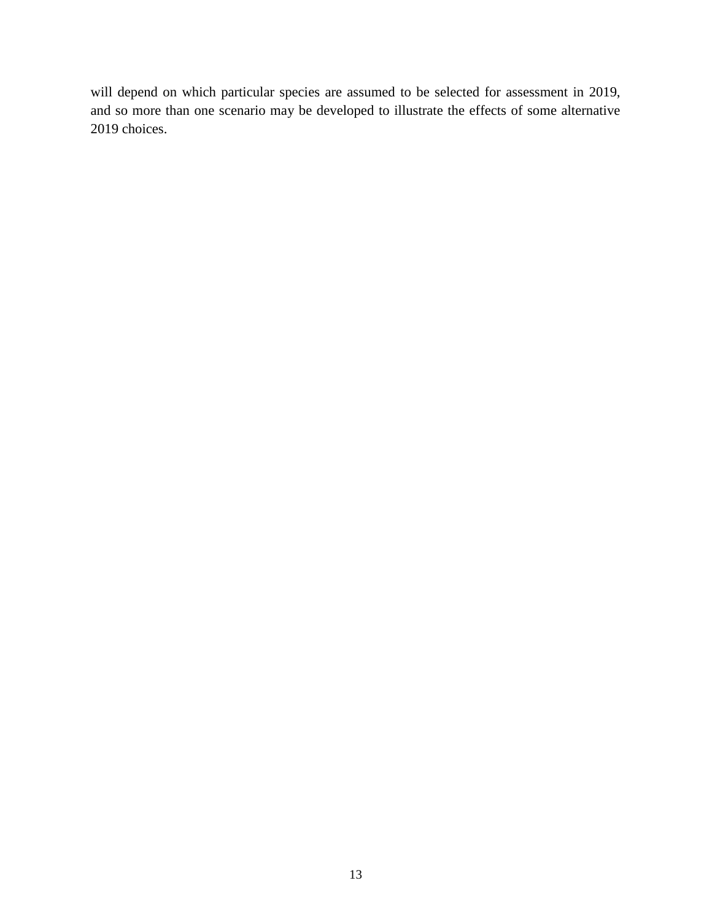will depend on which particular species are assumed to be selected for assessment in 2019, and so more than one scenario may be developed to illustrate the effects of some alternative 2019 choices.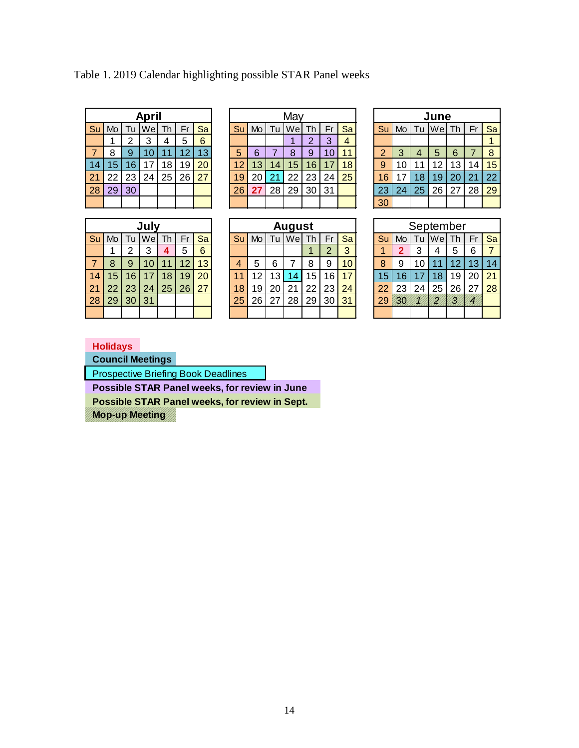Table 1. 2019 Calendar highlighting possible STAR Panel weeks

| April | | | | | | |
|---|---|---|---|---|---|---|
| Su | Mo | Tu | We | Th | Fr | Sa |
| | 1 | 2 | 3 | 4 | 5 | 6 |
| 7 | 8 | 9 | 10 | 11 | 12 | 13 |
| 14 | 15 | 16 | 17 | 18 | 19 | 20 |
| 21 | 22 | 23 | 24 | 25 | 26 | 27 |
| 28 | 29 | 30 | | | | |

| May | | | | | | |
|---|---|---|---|---|---|---|
| Su | Mo | Tu | We | Th | Fr | Sa |
| | | | 1 | 2 | 3 | 4 |
| 5 | 6 | 7 | 8 | 9 | 10 | 11 |
| 12 | 13 | 14 | 15 | 16 | 17 | 18 |
| 19 | 20 | 21 | 22 | 23 | 24 | 25 |
| 26 | 27 | 28 | 29 | 30 | 31 | |

| June | | | | | | |
|---|---|---|---|---|---|---|
| Su | Mo | Tu | We | Th | Fr | Sa |
| | | | | | | 1 |
| 2 | 3 | 4 | 5 | 6 | 7 | 8 |
| 9 | 10 | 11 | 12 | 13 | 14 | 15 |
| 16 | 17 | 18 | 19 | 20 | 21 | 22 |
| 23 | 24 | 25 | 26 | 27 | 28 | 29 |
| 30 | | | | | | |

| July | | | | | | |
|---|---|---|---|---|---|---|
| Su | Mo | Tu | We | Th | Fr | Sa |
| | 1 | 2 | 3 | 4 | 5 | 6 |
| 7 | 8 | 9 | 10 | 11 | 12 | 13 |
| 14 | 15 | 16 | 17 | 18 | 19 | 20 |
| 21 | 22 | 23 | 24 | 25 | 26 | 27 |
| 28 | 29 | 30 | 31 | | | |

| August | | | | | | |
|---|---|---|---|---|---|---|
| Su | Mo | Tu | We | Th | Fr | Sa |
| | | | | 1 | 2 | 3 |
| 4 | 5 | 6 | 7 | 8 | 9 | 10 |
| 11 | 12 | 13 | 14 | 15 | 16 | 17 |
| 18 | 19 | 20 | 21 | 22 | 23 | 24 |
| 25 | 26 | 27 | 28 | 29 | 30 | 31 |

| September | | | | | | |
|---|---|---|---|---|---|---|
| Su | Mo | Tu | We | Th | Fr | Sa |
| 1 | 2 | 3 | 4 | 5 | 6 | 7 |
| 8 | 9 | 10 | 11 | 12 | 13 | 14 |
| 15 | 16 | 17 | 18 | 19 | 20 | 21 |
| 22 | 23 | 24 | 25 | 26 | 27 | 28 |
| 29 | 30 | 1 | 2 | 3 | 4 | |

Holidays

Council Meetings

Prospective Briefing Book Deadlines

Possible STAR Panel weeks, for review in June

Possible STAR Panel weeks, for review in Sept.

Mop-up Meeting